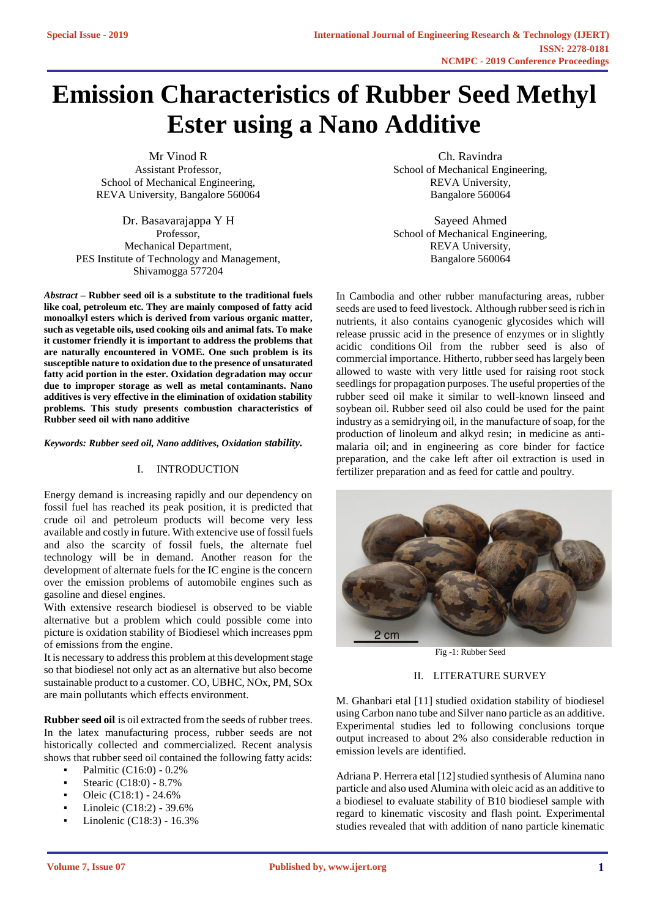# Emission Characteristics of Rubber Seed Methyl Ester using a Nano Additive

Mr Vinod R
Assistant Professor,
School of Mechanical Engineering,
REVA University, Bangalore 560064

Ch. Ravindra
School of Mechanical Engineering,
REVA University,
Bangalore 560064

Dr. Basavarajappa Y H
Professor,
Mechanical Department,
PES Institute of Technology and Management,
Shivamogga 577204

Sayeed Ahmed
School of Mechanical Engineering,
REVA University,
Bangalore 560064

***Abstract* – Rubber seed oil is a substitute to the traditional fuels like coal, petroleum etc. They are mainly composed of fatty acid monoalkyl esters which is derived from various organic matter, such as vegetable oils, used cooking oils and animal fats. To make it customer friendly it is important to address the problems that are naturally encountered in VOME. One such problem is its susceptible nature to oxidation due to the presence of unsaturated fatty acid portion in the ester. Oxidation degradation may occur due to improper storage as well as metal contaminants. Nano additives is very effective in the elimination of oxidation stability problems. This study presents combustion characteristics of Rubber seed oil with nano additive**

***Keywords: Rubber seed oil, Nano additives, Oxidation stability.***

## I. INTRODUCTION

Energy demand is increasing rapidly and our dependency on fossil fuel has reached its peak position, it is predicted that crude oil and petroleum products will become very less available and costly in future. With extencive use of fossil fuels and also the scarcity of fossil fuels, the alternate fuel technology will be in demand. Another reason for the development of alternate fuels for the IC engine is the concern over the emission problems of automobile engines such as gasoline and diesel engines.

With extensive research biodiesel is observed to be viable alternative but a problem which could possible come into picture is oxidation stability of Biodiesel which increases ppm of emissions from the engine.

It is necessary to address this problem at this development stage so that biodiesel not only act as an alternative but also become sustainable product to a customer. CO, UBHC, NOx, PM, SOx are main pollutants which effects environment.

**Rubber seed oil** is oil extracted from the seeds of rubber trees. In the latex manufacturing process, rubber seeds are not historically collected and commercialized. Recent analysis shows that rubber seed oil contained the following fatty acids:

- Palmitic (C16:0) - 0.2%
- Stearic (C18:0) - 8.7%
- Oleic (C18:1) - 24.6%
- Linoleic (C18:2) - 39.6%
- Linolenic (C18:3) - 16.3%

In Cambodia and other rubber manufacturing areas, rubber seeds are used to feed livestock. Although rubber seed is rich in nutrients, it also contains cyanogenic glycosides which will release prussic acid in the presence of enzymes or in slightly acidic conditions Oil from the rubber seed is also of commercial importance. Hitherto, rubber seed has largely been allowed to waste with very little used for raising root stock seedlings for propagation purposes. The useful properties of the rubber seed oil make it similar to well-known linseed and soybean oil. Rubber seed oil also could be used for the paint industry as a semidrying oil, in the manufacture of soap, for the production of linoleum and alkyd resin; in medicine as anti-malaria oil; and in engineering as core binder for factice preparation, and the cake left after oil extraction is used in fertilizer preparation and as feed for cattle and poultry.

Fig -1: Rubber Seed

## II. LITERATURE SURVEY

M. Ghanbari etal [11] studied oxidation stability of biodiesel using Carbon nano tube and Silver nano particle as an additive. Experimental studies led to following conclusions torque output increased to about 2% also considerable reduction in emission levels are identified.

Adriana P. Herrera etal [12] studied synthesis of Alumina nano particle and also used Alumina with oleic acid as an additive to a biodiesel to evaluate stability of B10 biodiesel sample with regard to kinematic viscosity and flash point. Experimental studies revealed that with addition of nano particle kinematic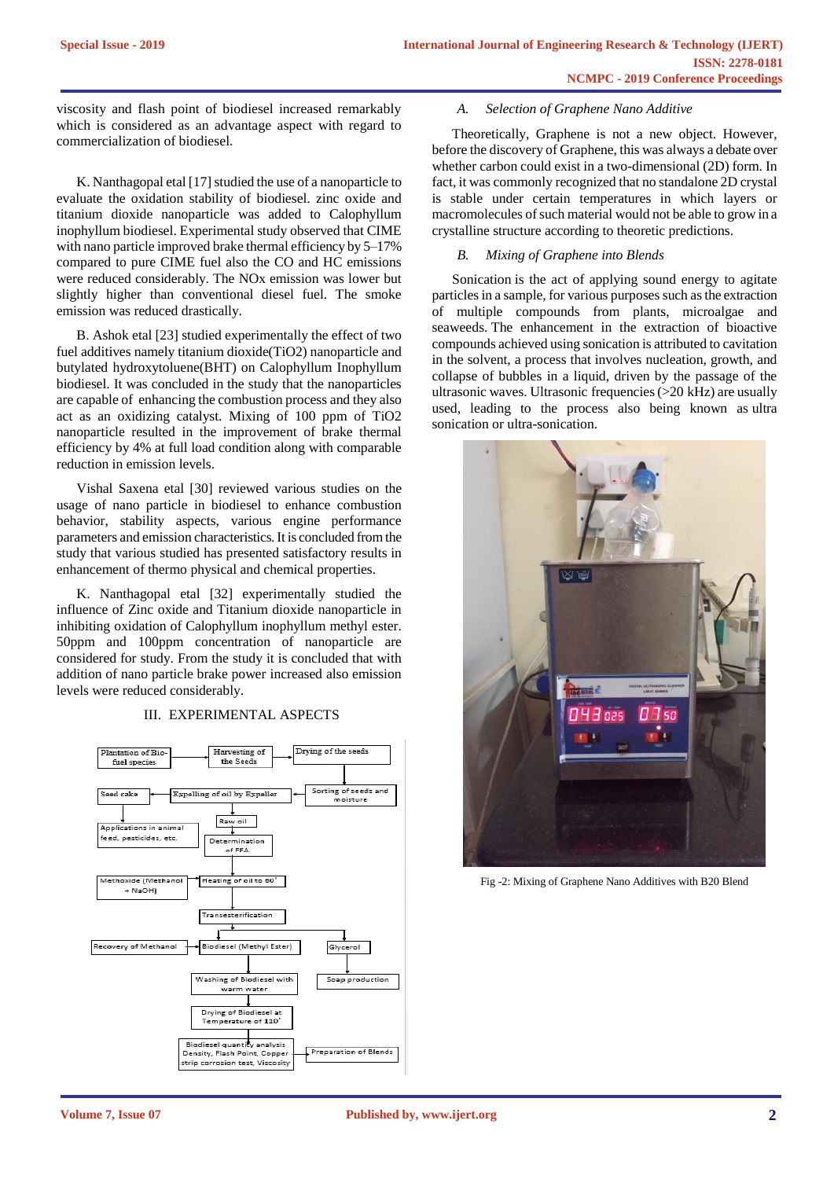viscosity and flash point of biodiesel increased remarkably which is considered as an advantage aspect with regard to commercialization of biodiesel.

K. Nanthagopal etal [17] studied the use of a nanoparticle to evaluate the oxidation stability of biodiesel. zinc oxide and titanium dioxide nanoparticle was added to Calophyllum inophyllum biodiesel. Experimental study observed that CIME with nano particle improved brake thermal efficiency by 5–17% compared to pure CIME fuel also the CO and HC emissions were reduced considerably. The NOx emission was lower but slightly higher than conventional diesel fuel. The smoke emission was reduced drastically.

B. Ashok etal [23] studied experimentally the effect of two fuel additives namely titanium dioxide($TiO_2$) nanoparticle and butylated hydroxytoluene(BHT) on Calophyllum Inophyllum biodiesel. It was concluded in the study that the nanoparticles are capable of enhancing the combustion process and they also act as an oxidizing catalyst. Mixing of 100 ppm of $TiO_2$ nanoparticle resulted in the improvement of brake thermal efficiency by 4% at full load condition along with comparable reduction in emission levels.

Vishal Saxena etal [30] reviewed various studies on the usage of nano particle in biodiesel to enhance combustion behavior, stability aspects, various engine performance parameters and emission characteristics. It is concluded from the study that various studied has presented satisfactory results in enhancement of thermo physical and chemical properties.

K. Nanthagopal etal [32] experimentally studied the influence of Zinc oxide and Titanium dioxide nanoparticle in inhibiting oxidation of Calophyllum inophyllum methyl ester. 50ppm and 100ppm concentration of nanoparticle are considered for study. From the study it is concluded that with addition of nano particle brake power increased also emission levels were reduced considerably.

## III. EXPERIMENTAL ASPECTS

Plantation of Bio-fuel species → Harvesting of the Seeds → Drying of the seeds → Sorting of seeds and moisture → Expelling of oil by Expeller → Seed cake → Applications in animal feed, pesticides, etc.

Expelling of oil by Expeller → Raw oil → Determination of FFA → Heating of oil to 60° ← Methoxide (Methanol + NaOH) → Transesterification → Biodiesel (Methyl Ester) / Glycerol → Soap production

Recovery of Methanol ← Biodiesel (Methyl Ester) → Washing of Biodiesel with warm water → Drying of Biodiesel at Temperature of 110° → Biodiesel quantity analysis Density, Flash Point, Copper strip corrosion test, Viscosity → Preparation of Blends

### A. Selection of Graphene Nano Additive

Theoretically, Graphene is not a new object. However, before the discovery of Graphene, this was always a debate over whether carbon could exist in a two-dimensional (2D) form. In fact, it was commonly recognized that no standalone 2D crystal is stable under certain temperatures in which layers or macromolecules of such material would not be able to grow in a crystalline structure according to theoretic predictions.

### B. Mixing of Graphene into Blends

Sonication is the act of applying sound energy to agitate particles in a sample, for various purposes such as the extraction of multiple compounds from plants, microalgae and seaweeds. The enhancement in the extraction of bioactive compounds achieved using sonication is attributed to cavitation in the solvent, a process that involves nucleation, growth, and collapse of bubbles in a liquid, driven by the passage of the ultrasonic waves. Ultrasonic frequencies (>20 kHz) are usually used, leading to the process also being known as ultra sonication or ultra-sonication.

Fig -2: Mixing of Graphene Nano Additives with B20 Blend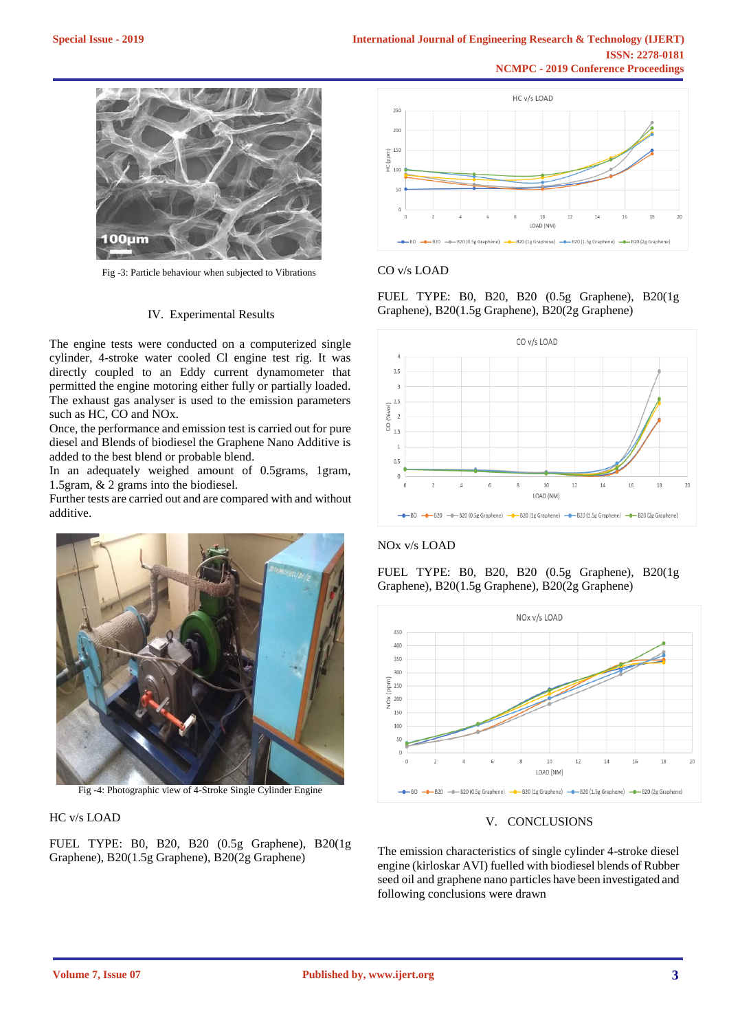Fig -3: Particle behaviour when subjected to Vibrations

## IV. Experimental Results

The engine tests were conducted on a computerized single cylinder, 4-stroke water cooled CI engine test rig. It was directly coupled to an Eddy current dynamometer that permitted the engine motoring either fully or partially loaded. The exhaust gas analyser is used to the emission parameters such as HC, CO and NOx.

Once, the performance and emission test is carried out for pure diesel and Blends of biodiesel the Graphene Nano Additive is added to the best blend or probable blend.

In an adequately weighed amount of 0.5grams, 1gram, 1.5gram, & 2 grams into the biodiesel.

Further tests are carried out and are compared with and without additive.

Fig -4: Photographic view of 4-Stroke Single Cylinder Engine

HC v/s LOAD

FUEL TYPE: B0, B20, B20 (0.5g Graphene), B20(1g Graphene), B20(1.5g Graphene), B20(2g Graphene)

CO v/s LOAD

FUEL TYPE: B0, B20, B20 (0.5g Graphene), B20(1g Graphene), B20(1.5g Graphene), B20(2g Graphene)

NOx v/s LOAD

FUEL TYPE: B0, B20, B20 (0.5g Graphene), B20(1g Graphene), B20(1.5g Graphene), B20(2g Graphene)

## V. CONCLUSIONS

The emission characteristics of single cylinder 4-stroke diesel engine (kirloskar AVI) fuelled with biodiesel blends of Rubber seed oil and graphene nano particles have been investigated and following conclusions were drawn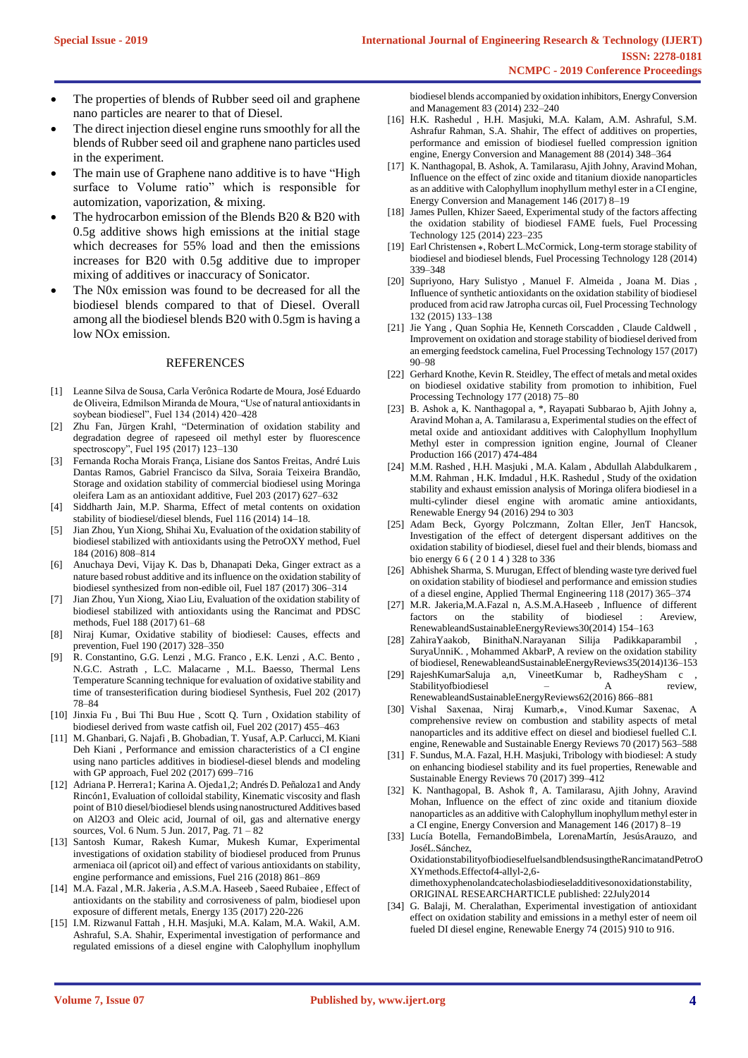- The properties of blends of Rubber seed oil and graphene nano particles are nearer to that of Diesel.
- The direct injection diesel engine runs smoothly for all the blends of Rubber seed oil and graphene nano particles used in the experiment.
- The main use of Graphene nano additive is to have "High surface to Volume ratio" which is responsible for automization, vaporization, & mixing.
- The hydrocarbon emission of the Blends B20 & B20 with 0.5g additive shows high emissions at the initial stage which decreases for 55% load and then the emissions increases for B20 with 0.5g additive due to improper mixing of additives or inaccuracy of Sonicator.
- The N0x emission was found to be decreased for all the biodiesel blends compared to that of Diesel. Overall among all the biodiesel blends B20 with 0.5gm is having a low NOx emission.

## REFERENCES

[1] Leanne Silva de Sousa, Carla Verônica Rodarte de Moura, José Eduardo de Oliveira, Edmilson Miranda de Moura, "Use of natural antioxidants in soybean biodiesel", Fuel 134 (2014) 420–428

[2] Zhu Fan, Jürgen Krahl, "Determination of oxidation stability and degradation degree of rapeseed oil methyl ester by fluorescence spectroscopy", Fuel 195 (2017) 123–130

[3] Fernanda Rocha Morais França, Lisiane dos Santos Freitas, André Luis Dantas Ramos, Gabriel Francisco da Silva, Soraia Teixeira Brandão, Storage and oxidation stability of commercial biodiesel using Moringa oleifera Lam as an antioxidant additive, Fuel 203 (2017) 627–632

[4] Siddharth Jain, M.P. Sharma, Effect of metal contents on oxidation stability of biodiesel/diesel blends, Fuel 116 (2014) 14–18.

[5] Jian Zhou, Yun Xiong, Shihai Xu, Evaluation of the oxidation stability of biodiesel stabilized with antioxidants using the PetroOXY method, Fuel 184 (2016) 808–814

[6] Anuchaya Devi, Vijay K. Das b, Dhanapati Deka, Ginger extract as a nature based robust additive and its influence on the oxidation stability of biodiesel synthesized from non-edible oil, Fuel 187 (2017) 306–314

[7] Jian Zhou, Yun Xiong, Xiao Liu, Evaluation of the oxidation stability of biodiesel stabilized with antioxidants using the Rancimat and PDSC methods, Fuel 188 (2017) 61–68

[8] Niraj Kumar, Oxidative stability of biodiesel: Causes, effects and prevention, Fuel 190 (2017) 328–350

[9] R. Constantino, G.G. Lenzi , M.G. Franco , E.K. Lenzi , A.C. Bento , N.G.C. Astrath , L.C. Malacarne , M.L. Baesso, Thermal Lens Temperature Scanning technique for evaluation of oxidative stability and time of transesterification during biodiesel Synthesis, Fuel 202 (2017) 78–84

[10] Jinxia Fu , Bui Thi Buu Hue , Scott Q. Turn , Oxidation stability of biodiesel derived from waste catfish oil, Fuel 202 (2017) 455–463

[11] M. Ghanbari, G. Najafi , B. Ghobadian, T. Yusaf, A.P. Carlucci, M. Kiani Deh Kiani , Performance and emission characteristics of a CI engine using nano particles additives in biodiesel-diesel blends and modeling with GP approach, Fuel 202 (2017) 699–716

[12] Adriana P. Herrera1; Karina A. Ojeda1,2; Andrés D. Peñaloza1 and Andy Rincón1, Evaluation of colloidal stability, Kinematic viscosity and flash point of B10 diesel/biodiesel blends using nanostructured Additives based on Al2O3 and Oleic acid, Journal of oil, gas and alternative energy sources, Vol. 6 Num. 5 Jun. 2017, Pag. 71 – 82

[13] Santosh Kumar, Rakesh Kumar, Mukesh Kumar, Experimental investigations of oxidation stability of biodiesel produced from Prunus armeniaca oil (apricot oil) and effect of various antioxidants on stability, engine performance and emissions, Fuel 216 (2018) 861–869

[14] M.A. Fazal , M.R. Jakeria , A.S.M.A. Haseeb , Saeed Rubaiee , Effect of antioxidants on the stability and corrosiveness of palm, biodiesel upon exposure of different metals, Energy 135 (2017) 220-226

[15] I.M. Rizwanul Fattah , H.H. Masjuki, M.A. Kalam, M.A. Wakil, A.M. Ashraful, S.A. Shahir, Experimental investigation of performance and regulated emissions of a diesel engine with Calophyllum inophyllum biodiesel blends accompanied by oxidation inhibitors, Energy Conversion and Management 83 (2014) 232–240

[16] H.K. Rashedul , H.H. Masjuki, M.A. Kalam, A.M. Ashraful, S.M. Ashrafur Rahman, S.A. Shahir, The effect of additives on properties, performance and emission of biodiesel fuelled compression ignition engine, Energy Conversion and Management 88 (2014) 348–364

[17] K. Nanthagopal, B. Ashok, A. Tamilarasu, Ajith Johny, Aravind Mohan, Influence on the effect of zinc oxide and titanium dioxide nanoparticles as an additive with Calophyllum inophyllum methyl ester in a CI engine, Energy Conversion and Management 146 (2017) 8–19

[18] James Pullen, Khizer Saeed, Experimental study of the factors affecting the oxidation stability of biodiesel FAME fuels, Fuel Processing Technology 125 (2014) 223–235

[19] Earl Christensen ⁎, Robert L.McCormick, Long-term storage stability of biodiesel and biodiesel blends, Fuel Processing Technology 128 (2014) 339–348

[20] Supriyono, Hary Sulistyo , Manuel F. Almeida , Joana M. Dias , Influence of synthetic antioxidants on the oxidation stability of biodiesel produced from acid raw Jatropha curcas oil, Fuel Processing Technology 132 (2015) 133–138

[21] Jie Yang , Quan Sophia He, Kenneth Corscadden , Claude Caldwell , Improvement on oxidation and storage stability of biodiesel derived from an emerging feedstock camelina, Fuel Processing Technology 157 (2017) 90–98

[22] Gerhard Knothe, Kevin R. Steidley, The effect of metals and metal oxides on biodiesel oxidative stability from promotion to inhibition, Fuel Processing Technology 177 (2018) 75–80

[23] B. Ashok a, K. Nanthagopal a, *, Rayapati Subbarao b, Ajith Johny a, Aravind Mohan a, A. Tamilarasu a, Experimental studies on the effect of metal oxide and antioxidant additives with Calophyllum Inophyllum Methyl ester in compression ignition engine, Journal of Cleaner Production 166 (2017) 474-484

[24] M.M. Rashed , H.H. Masjuki , M.A. Kalam , Abdullah Alabdulkarem , M.M. Rahman , H.K. Imdadul , H.K. Rashedul , Study of the oxidation stability and exhaust emission analysis of Moringa olifera biodiesel in a multi-cylinder diesel engine with aromatic amine antioxidants, Renewable Energy 94 (2016) 294 to 303

[25] Adam Beck, Gyorgy Polczmann, Zoltan Eller, JenT Hancsok, Investigation of the effect of detergent dispersant additives on the oxidation stability of biodiesel, diesel fuel and their blends, biomass and bio energy 6 6 ( 2 0 1 4 ) 328 to 336

[26] Abhishek Sharma, S. Murugan, Effect of blending waste tyre derived fuel on oxidation stability of biodiesel and performance and emission studies of a diesel engine, Applied Thermal Engineering 118 (2017) 365–374

[27] M.R. Jakeria,M.A.Fazal n, A.S.M.A.Haseeb , Influence of different factors on the stability of biodiesel : Areview, RenewableandSustainableEnergyReviews30(2014) 154–163

[28] ZahiraYaakob, BinithaN.Narayanan Silija Padikkaparambil , SuryaUnniK. , Mohammed AkbarP, A review on the oxidation stability of biodiesel, RenewableandSustainableEnergyReviews35(2014)136–153

[29] RajeshKumarSaluja a,n, VineetKumar b, RadheySham c , Stabilityofbiodiesel – A review, RenewableandSustainableEnergyReviews62(2016) 866–881

[30] Vishal Saxenaa, Niraj Kumarb,⁎, Vinod.Kumar Saxenac, A comprehensive review on combustion and stability aspects of metal nanoparticles and its additive effect on diesel and biodiesel fuelled C.I. engine, Renewable and Sustainable Energy Reviews 70 (2017) 563–588

[31] F. Sundus, M.A. Fazal, H.H. Masjuki, Tribology with biodiesel: A study on enhancing biodiesel stability and its fuel properties, Renewable and Sustainable Energy Reviews 70 (2017) 399–412

[32] K. Nanthagopal, B. Ashok ⇑, A. Tamilarasu, Ajith Johny, Aravind Mohan, Influence on the effect of zinc oxide and titanium dioxide nanoparticles as an additive with Calophyllum inophyllum methyl ester in a CI engine, Energy Conversion and Management 146 (2017) 8–19

[33] Lucía Botella, FernandoBimbela, LorenaMartín, JesúsArauzo, and JoséL.Sánchez, OxidationstabilityofbiodieselfuelsandblendsusingtheRancimatandPetroOXYmethods.Effectof4-allyl-2,6-dimethoxyphenolandcatecholasbiodieseladditivesonoxidationstability, ORIGINAL RESEARCHARTICLE published: 22July2014

[34] G. Balaji, M. Cheralathan, Experimental investigation of antioxidant effect on oxidation stability and emissions in a methyl ester of neem oil fueled DI diesel engine, Renewable Energy 74 (2015) 910 to 916.